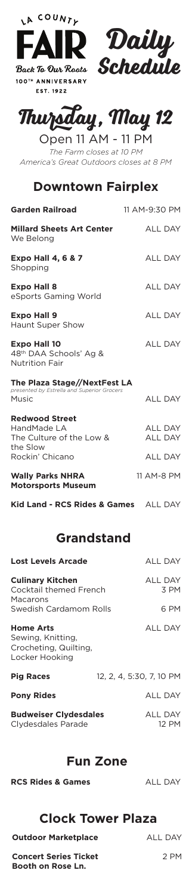LA COUNTY FAIR

Back To Our Roots

100TH ANNIVERSARY

EST. 1922

# Daily Schedule

# Thursday, May 12

Open 11 AM - 11 PM

*The Farm closes at 10 PM*

*America's Great Outdoors closes at 8 PM*

## Downtown Fairplex

| | |
|---|---|
| **Garden Railroad** | 11 AM-9:30 PM |
| **Millard Sheets Art Center**<br>We Belong | ALL DAY |
| **Expo Hall 4, 6 & 7**<br>Shopping | ALL DAY |
| **Expo Hall 8**<br>eSports Gaming World | ALL DAY |
| **Expo Hall 9**<br>Haunt Super Show | ALL DAY |
| **Expo Hall 10**<br>48th DAA Schools' Ag & Nutrition Fair | ALL DAY |
| **The Plaza Stage//NextFest LA**<br>*presented by Estrella and Superior Grocers*<br>Music | ALL DAY |
| **Redwood Street** | |
| HandMade LA | ALL DAY |
| The Culture of the Low & the Slow | ALL DAY |
| Rockin' Chicano | ALL DAY |
| **Wally Parks NHRA Motorsports Museum** | 11 AM-8 PM |
| **Kid Land - RCS Rides & Games** | ALL DAY |

## Grandstand

| | |
|---|---|
| **Lost Levels Arcade** | ALL DAY |
| **Culinary Kitchen** | ALL DAY |
| Cocktail themed French Macarons | 3 PM |
| Swedish Cardamom Rolls | 6 PM |
| **Home Arts**<br>Sewing, Knitting, Crocheting, Quilting, Locker Hooking | ALL DAY |
| **Pig Races** | 12, 2, 4, 5:30, 7, 10 PM |
| **Pony Rides** | ALL DAY |
| **Budweiser Clydesdales** | ALL DAY |
| Clydesdales Parade | 12 PM |

## Fun Zone

| | |
|---|---|
| **RCS Rides & Games** | ALL DAY |

## Clock Tower Plaza

| | |
|---|---|
| **Outdoor Marketplace** | ALL DAY |
| **Concert Series Ticket Booth on Rose Ln.** | 2 PM |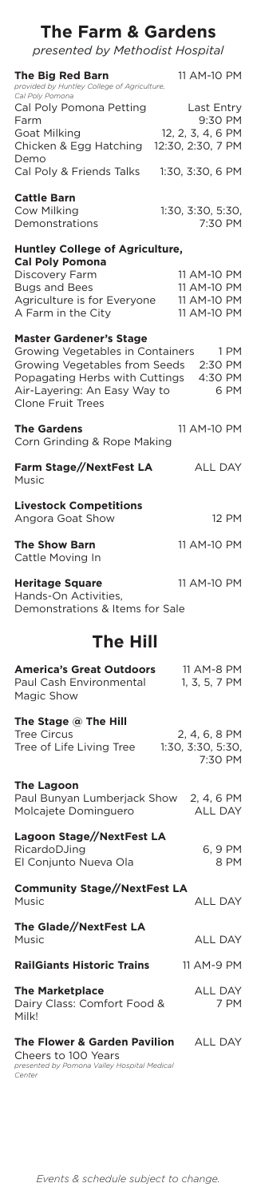# The Farm & Gardens

*presented by Methodist Hospital*

**The Big Red Barn** — 11 AM-10 PM
*provided by Huntley College of Agriculture, Cal Poly Pomona*

Cal Poly Pomona Petting Farm — Last Entry 9:30 PM
Goat Milking — 12, 2, 3, 4, 6 PM
Chicken & Egg Hatching Demo — 12:30, 2:30, 7 PM
Cal Poly & Friends Talks — 1:30, 3:30, 6 PM

**Cattle Barn**
Cow Milking Demonstrations — 1:30, 3:30, 5:30, 7:30 PM

**Huntley College of Agriculture, Cal Poly Pomona**
Discovery Farm — 11 AM-10 PM
Bugs and Bees — 11 AM-10 PM
Agriculture is for Everyone — 11 AM-10 PM
A Farm in the City — 11 AM-10 PM

**Master Gardener's Stage**
Growing Vegetables in Containers — 1 PM
Growing Vegetables from Seeds — 2:30 PM
Popagating Herbs with Cuttings — 4:30 PM
Air-Layering: An Easy Way to Clone Fruit Trees — 6 PM

**The Gardens** — 11 AM-10 PM
Corn Grinding & Rope Making

**Farm Stage//NextFest LA** — ALL DAY
Music

**Livestock Competitions**
Angora Goat Show — 12 PM

**The Show Barn** — 11 AM-10 PM
Cattle Moving In

**Heritage Square** — 11 AM-10 PM
Hands-On Activities, Demonstrations & Items for Sale

# The Hill

**America's Great Outdoors** — 11 AM-8 PM
Paul Cash Environmental Magic Show — 1, 3, 5, 7 PM

**The Stage @ The Hill**
Tree Circus — 2, 4, 6, 8 PM
Tree of Life Living Tree — 1:30, 3:30, 5:30, 7:30 PM

**The Lagoon**
Paul Bunyan Lumberjack Show — 2, 4, 6 PM
Molcajete Dominguero — ALL DAY

**Lagoon Stage//NextFest LA**
RicardoDJing — 6, 9 PM
El Conjunto Nueva Ola — 8 PM

**Community Stage//NextFest LA**
Music — ALL DAY

**The Glade//NextFest LA**
Music — ALL DAY

**RailGiants Historic Trains** — 11 AM-9 PM

**The Marketplace** — ALL DAY
Dairy Class: Comfort Food & Milk! — 7 PM

**The Flower & Garden Pavilion** — ALL DAY
Cheers to 100 Years
*presented by Pomona Valley Hospital Medical Center*

*Events & schedule subject to change.*